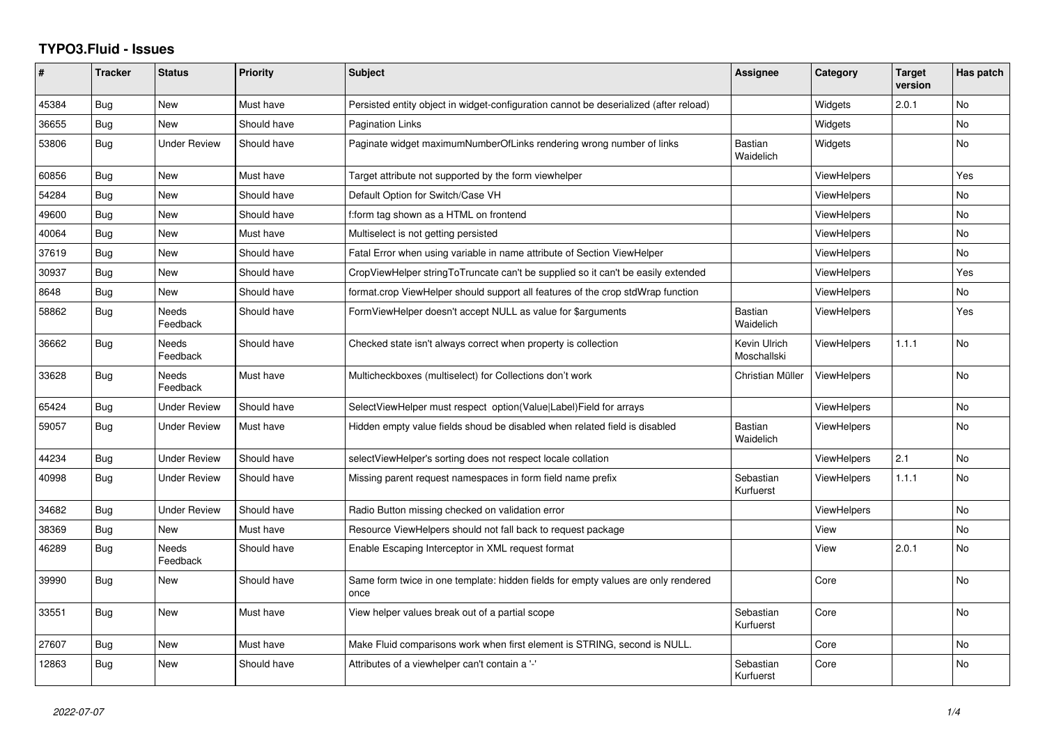# TYPO3.Fluid - Issues

| # | Tracker | Status | Priority | Subject | Assignee | Category | Target version | Has patch |
|---|---|---|---|---|---|---|---|---|
| 45384 | Bug | New | Must have | Persisted entity object in widget-configuration cannot be deserialized (after reload) | | Widgets | 2.0.1 | No |
| 36655 | Bug | New | Should have | Pagination Links | | Widgets | | No |
| 53806 | Bug | Under Review | Should have | Paginate widget maximumNumberOfLinks rendering wrong number of links | Bastian Waidelich | Widgets | | No |
| 60856 | Bug | New | Must have | Target attribute not supported by the form viewhelper | | ViewHelpers | | Yes |
| 54284 | Bug | New | Should have | Default Option for Switch/Case VH | | ViewHelpers | | No |
| 49600 | Bug | New | Should have | f:form tag shown as a HTML on frontend | | ViewHelpers | | No |
| 40064 | Bug | New | Must have | Multiselect is not getting persisted | | ViewHelpers | | No |
| 37619 | Bug | New | Should have | Fatal Error when using variable in name attribute of Section ViewHelper | | ViewHelpers | | No |
| 30937 | Bug | New | Should have | CropViewHelper stringToTruncate can't be supplied so it can't be easily extended | | ViewHelpers | | Yes |
| 8648 | Bug | New | Should have | format.crop ViewHelper should support all features of the crop stdWrap function | | ViewHelpers | | No |
| 58862 | Bug | Needs Feedback | Should have | FormViewHelper doesn't accept NULL as value for $arguments | Bastian Waidelich | ViewHelpers | | Yes |
| 36662 | Bug | Needs Feedback | Should have | Checked state isn't always correct when property is collection | Kevin Ulrich Moschallski | ViewHelpers | 1.1.1 | No |
| 33628 | Bug | Needs Feedback | Must have | Multicheckboxes (multiselect) for Collections don't work | Christian Müller | ViewHelpers | | No |
| 65424 | Bug | Under Review | Should have | SelectViewHelper must respect option(Value\|Label)Field for arrays | | ViewHelpers | | No |
| 59057 | Bug | Under Review | Must have | Hidden empty value fields shoud be disabled when related field is disabled | Bastian Waidelich | ViewHelpers | | No |
| 44234 | Bug | Under Review | Should have | selectViewHelper's sorting does not respect locale collation | | ViewHelpers | 2.1 | No |
| 40998 | Bug | Under Review | Should have | Missing parent request namespaces in form field name prefix | Sebastian Kurfuerst | ViewHelpers | 1.1.1 | No |
| 34682 | Bug | Under Review | Should have | Radio Button missing checked on validation error | | ViewHelpers | | No |
| 38369 | Bug | New | Must have | Resource ViewHelpers should not fall back to request package | | View | | No |
| 46289 | Bug | Needs Feedback | Should have | Enable Escaping Interceptor in XML request format | | View | 2.0.1 | No |
| 39990 | Bug | New | Should have | Same form twice in one template: hidden fields for empty values are only rendered once | | Core | | No |
| 33551 | Bug | New | Must have | View helper values break out of a partial scope | Sebastian Kurfuerst | Core | | No |
| 27607 | Bug | New | Must have | Make Fluid comparisons work when first element is STRING, second is NULL. | | Core | | No |
| 12863 | Bug | New | Should have | Attributes of a viewhelper can't contain a '-' | Sebastian Kurfuerst | Core | | No |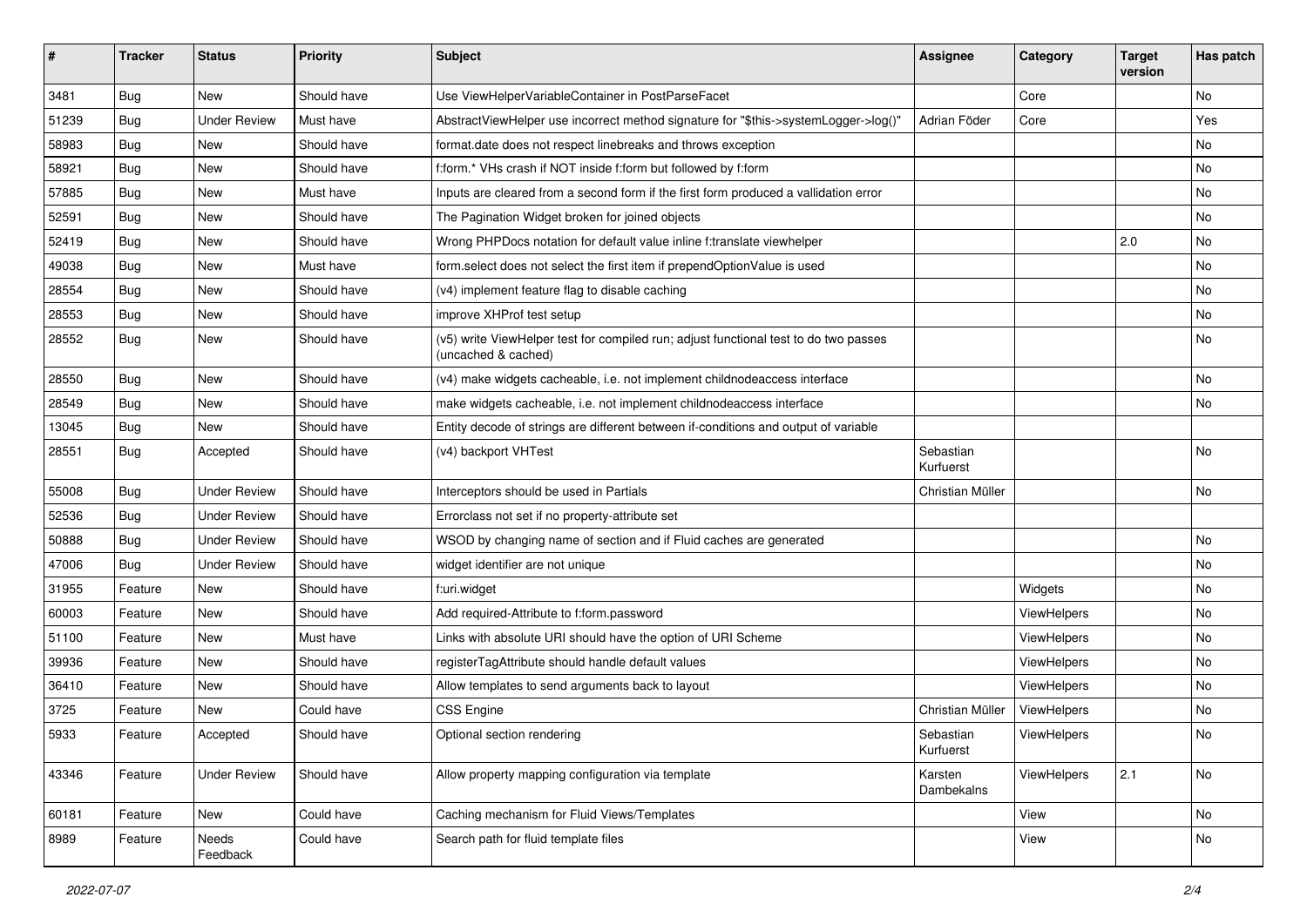| # | Tracker | Status | Priority | Subject | Assignee | Category | Target version | Has patch |
|---|---|---|---|---|---|---|---|---|
| 3481 | Bug | New | Should have | Use ViewHelperVariableContainer in PostParseFacet | | Core | | No |
| 51239 | Bug | Under Review | Must have | AbstractViewHelper use incorrect method signature for "$this->systemLogger->log()" | Adrian Föder | Core | | Yes |
| 58983 | Bug | New | Should have | format.date does not respect linebreaks and throws exception | | | | No |
| 58921 | Bug | New | Should have | f:form.* VHs crash if NOT inside f:form but followed by f:form | | | | No |
| 57885 | Bug | New | Must have | Inputs are cleared from a second form if the first form produced a vallidation error | | | | No |
| 52591 | Bug | New | Should have | The Pagination Widget broken for joined objects | | | | No |
| 52419 | Bug | New | Should have | Wrong PHPDocs notation for default value inline f:translate viewhelper | | | 2.0 | No |
| 49038 | Bug | New | Must have | form.select does not select the first item if prependOptionValue is used | | | | No |
| 28554 | Bug | New | Should have | (v4) implement feature flag to disable caching | | | | No |
| 28553 | Bug | New | Should have | improve XHProf test setup | | | | No |
| 28552 | Bug | New | Should have | (v5) write ViewHelper test for compiled run; adjust functional test to do two passes (uncached & cached) | | | | No |
| 28550 | Bug | New | Should have | (v4) make widgets cacheable, i.e. not implement childnodeaccess interface | | | | No |
| 28549 | Bug | New | Should have | make widgets cacheable, i.e. not implement childnodeaccess interface | | | | No |
| 13045 | Bug | New | Should have | Entity decode of strings are different between if-conditions and output of variable | | | | |
| 28551 | Bug | Accepted | Should have | (v4) backport VHTest | Sebastian Kurfuerst | | | No |
| 55008 | Bug | Under Review | Should have | Interceptors should be used in Partials | Christian Müller | | | No |
| 52536 | Bug | Under Review | Should have | Errorclass not set if no property-attribute set | | | | |
| 50888 | Bug | Under Review | Should have | WSOD by changing name of section and if Fluid caches are generated | | | | No |
| 47006 | Bug | Under Review | Should have | widget identifier are not unique | | | | No |
| 31955 | Feature | New | Should have | f:uri.widget | | Widgets | | No |
| 60003 | Feature | New | Should have | Add required-Attribute to f:form.password | | ViewHelpers | | No |
| 51100 | Feature | New | Must have | Links with absolute URI should have the option of URI Scheme | | ViewHelpers | | No |
| 39936 | Feature | New | Should have | registerTagAttribute should handle default values | | ViewHelpers | | No |
| 36410 | Feature | New | Should have | Allow templates to send arguments back to layout | | ViewHelpers | | No |
| 3725 | Feature | New | Could have | CSS Engine | Christian Müller | ViewHelpers | | No |
| 5933 | Feature | Accepted | Should have | Optional section rendering | Sebastian Kurfuerst | ViewHelpers | | No |
| 43346 | Feature | Under Review | Should have | Allow property mapping configuration via template | Karsten Dambekalns | ViewHelpers | 2.1 | No |
| 60181 | Feature | New | Could have | Caching mechanism for Fluid Views/Templates | | View | | No |
| 8989 | Feature | Needs Feedback | Could have | Search path for fluid template files | | View | | No |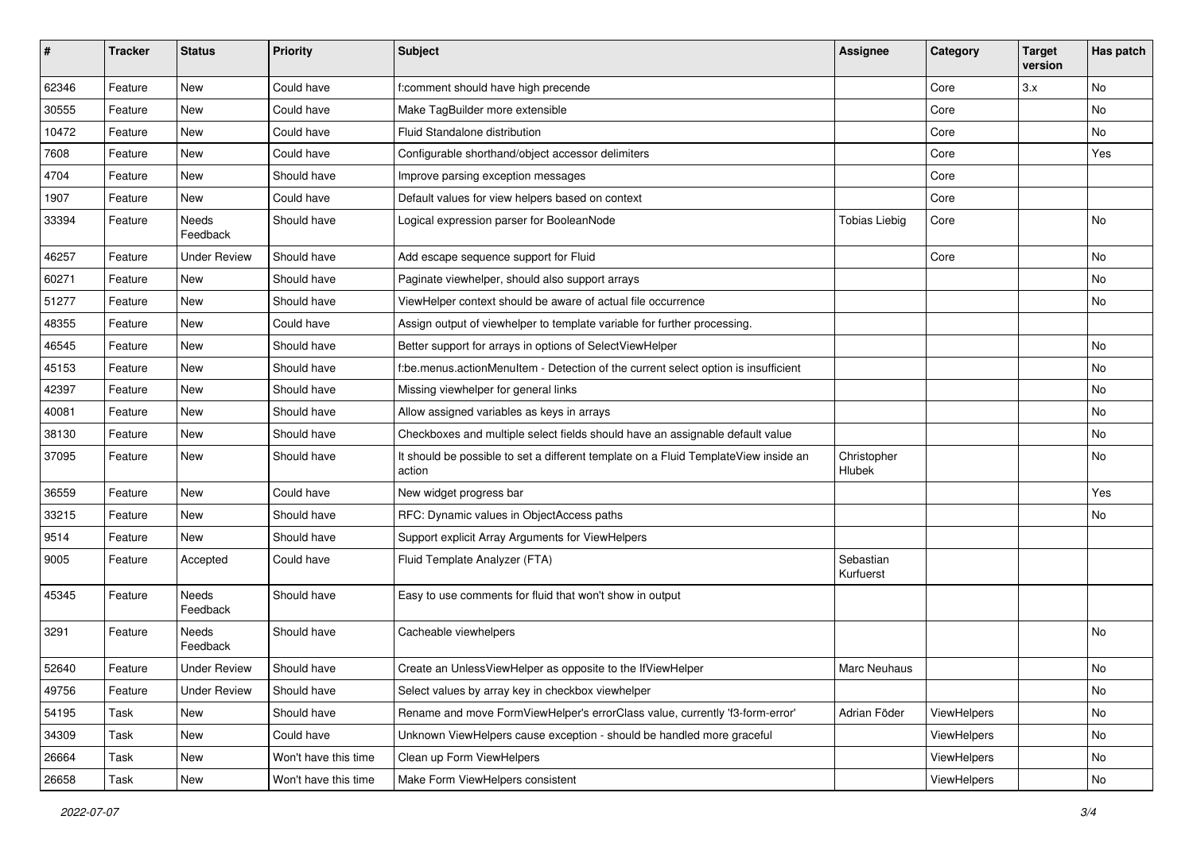| # | Tracker | Status | Priority | Subject | Assignee | Category | Target version | Has patch |
|---|---|---|---|---|---|---|---|---|
| 62346 | Feature | New | Could have | f:comment should have high precende |  | Core | 3.x | No |
| 30555 | Feature | New | Could have | Make TagBuilder more extensible |  | Core |  | No |
| 10472 | Feature | New | Could have | Fluid Standalone distribution |  | Core |  | No |
| 7608 | Feature | New | Could have | Configurable shorthand/object accessor delimiters |  | Core |  | Yes |
| 4704 | Feature | New | Should have | Improve parsing exception messages |  | Core |  |  |
| 1907 | Feature | New | Could have | Default values for view helpers based on context |  | Core |  |  |
| 33394 | Feature | Needs Feedback | Should have | Logical expression parser for BooleanNode | Tobias Liebig | Core |  | No |
| 46257 | Feature | Under Review | Should have | Add escape sequence support for Fluid |  | Core |  | No |
| 60271 | Feature | New | Should have | Paginate viewhelper, should also support arrays |  |  |  | No |
| 51277 | Feature | New | Should have | ViewHelper context should be aware of actual file occurrence |  |  |  | No |
| 48355 | Feature | New | Could have | Assign output of viewhelper to template variable for further processing. |  |  |  |  |
| 46545 | Feature | New | Should have | Better support for arrays in options of SelectViewHelper |  |  |  | No |
| 45153 | Feature | New | Should have | f:be.menus.actionMenuItem - Detection of the current select option is insufficient |  |  |  | No |
| 42397 | Feature | New | Should have | Missing viewhelper for general links |  |  |  | No |
| 40081 | Feature | New | Should have | Allow assigned variables as keys in arrays |  |  |  | No |
| 38130 | Feature | New | Should have | Checkboxes and multiple select fields should have an assignable default value |  |  |  | No |
| 37095 | Feature | New | Should have | It should be possible to set a different template on a Fluid TemplateView inside an action | Christopher Hlubek |  |  | No |
| 36559 | Feature | New | Could have | New widget progress bar |  |  |  | Yes |
| 33215 | Feature | New | Should have | RFC: Dynamic values in ObjectAccess paths |  |  |  | No |
| 9514 | Feature | New | Should have | Support explicit Array Arguments for ViewHelpers |  |  |  |  |
| 9005 | Feature | Accepted | Could have | Fluid Template Analyzer (FTA) | Sebastian Kurfuerst |  |  |  |
| 45345 | Feature | Needs Feedback | Should have | Easy to use comments for fluid that won't show in output |  |  |  |  |
| 3291 | Feature | Needs Feedback | Should have | Cacheable viewhelpers |  |  |  | No |
| 52640 | Feature | Under Review | Should have | Create an UnlessViewHelper as opposite to the IfViewHelper | Marc Neuhaus |  |  | No |
| 49756 | Feature | Under Review | Should have | Select values by array key in checkbox viewhelper |  |  |  | No |
| 54195 | Task | New | Should have | Rename and move FormViewHelper's errorClass value, currently 'f3-form-error' | Adrian Föder | ViewHelpers |  | No |
| 34309 | Task | New | Could have | Unknown ViewHelpers cause exception - should be handled more graceful |  | ViewHelpers |  | No |
| 26664 | Task | New | Won't have this time | Clean up Form ViewHelpers |  | ViewHelpers |  | No |
| 26658 | Task | New | Won't have this time | Make Form ViewHelpers consistent |  | ViewHelpers |  | No |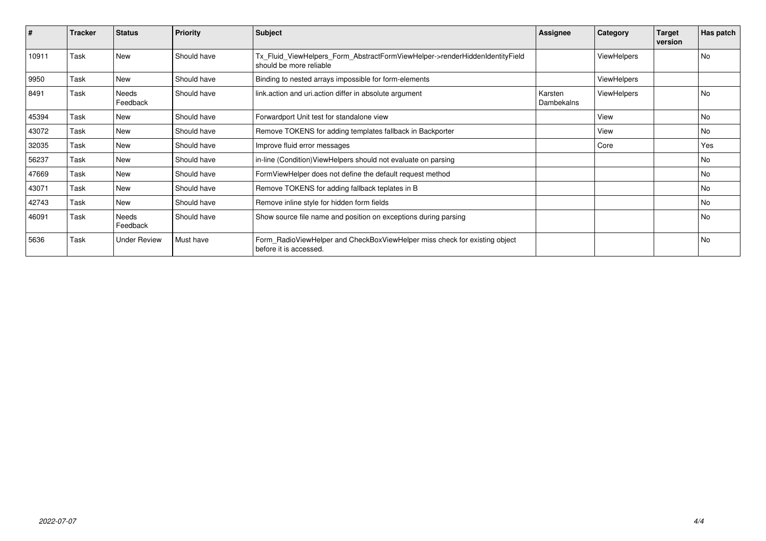| # | Tracker | Status | Priority | Subject | Assignee | Category | Target version | Has patch |
|---|---|---|---|---|---|---|---|---|
| 10911 | Task | New | Should have | Tx_Fluid_ViewHelpers_Form_AbstractFormViewHelper->renderHiddenIdentityField should be more reliable | | ViewHelpers | | No |
| 9950 | Task | New | Should have | Binding to nested arrays impossible for form-elements | | ViewHelpers | | |
| 8491 | Task | Needs Feedback | Should have | link.action and uri.action differ in absolute argument | Karsten Dambekalns | ViewHelpers | | No |
| 45394 | Task | New | Should have | Forwardport Unit test for standalone view | | View | | No |
| 43072 | Task | New | Should have | Remove TOKENS for adding templates fallback in Backporter | | View | | No |
| 32035 | Task | New | Should have | Improve fluid error messages | | Core | | Yes |
| 56237 | Task | New | Should have | in-line (Condition)ViewHelpers should not evaluate on parsing | | | | No |
| 47669 | Task | New | Should have | FormViewHelper does not define the default request method | | | | No |
| 43071 | Task | New | Should have | Remove TOKENS for adding fallback teplates in B | | | | No |
| 42743 | Task | New | Should have | Remove inline style for hidden form fields | | | | No |
| 46091 | Task | Needs Feedback | Should have | Show source file name and position on exceptions during parsing | | | | No |
| 5636 | Task | Under Review | Must have | Form_RadioViewHelper and CheckBoxViewHelper miss check for existing object before it is accessed. | | | | No |

*2022-07-07*